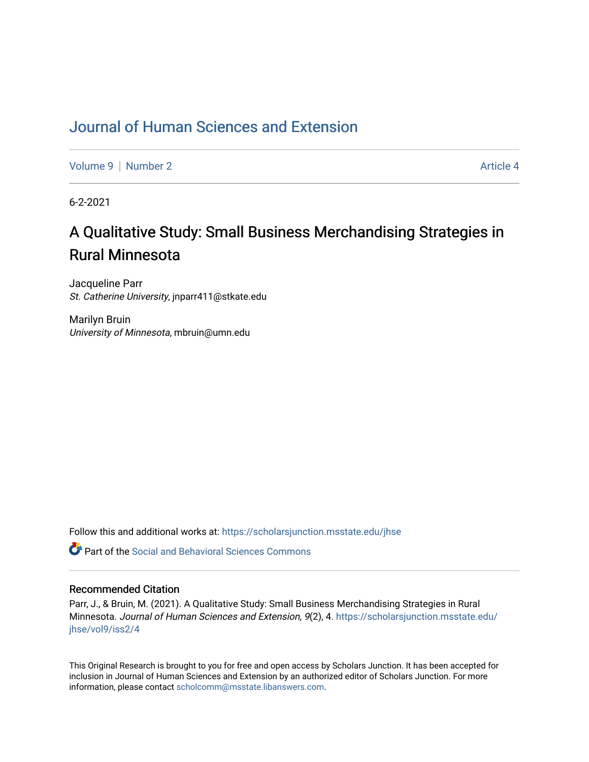# Journal of Human Sciences and Extension

Volume 9 | Number 2 | Article 4

6-2-2021

## A Qualitative Study: Small Business Merchandising Strategies in Rural Minnesota

Jacqueline Parr
*St. Catherine University*, jnparr411@stkate.edu

Marilyn Bruin
*University of Minnesota*, mbruin@umn.edu

Follow this and additional works at: https://scholarsjunction.msstate.edu/jhse

Part of the Social and Behavioral Sciences Commons

### Recommended Citation

Parr, J., & Bruin, M. (2021). A Qualitative Study: Small Business Merchandising Strategies in Rural Minnesota. *Journal of Human Sciences and Extension, 9*(2), 4. https://scholarsjunction.msstate.edu/jhse/vol9/iss2/4

This Original Research is brought to you for free and open access by Scholars Junction. It has been accepted for inclusion in Journal of Human Sciences and Extension by an authorized editor of Scholars Junction. For more information, please contact scholcomm@msstate.libanswers.com.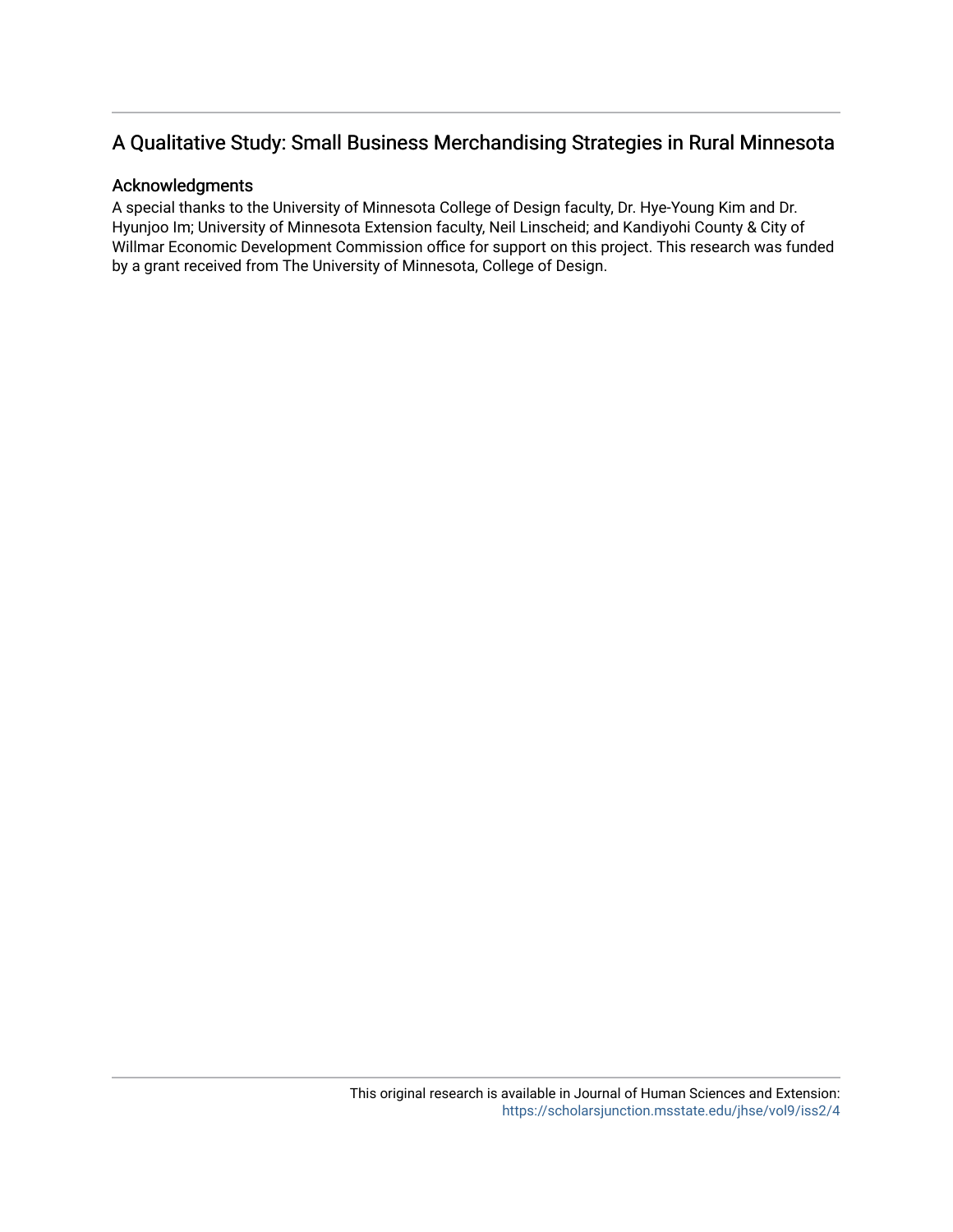## A Qualitative Study: Small Business Merchandising Strategies in Rural Minnesota

### Acknowledgments

A special thanks to the University of Minnesota College of Design faculty, Dr. Hye-Young Kim and Dr. Hyunjoo Im; University of Minnesota Extension faculty, Neil Linscheid; and Kandiyohi County & City of Willmar Economic Development Commission office for support on this project. This research was funded by a grant received from The University of Minnesota, College of Design.

This original research is available in Journal of Human Sciences and Extension: https://scholarsjunction.msstate.edu/jhse/vol9/iss2/4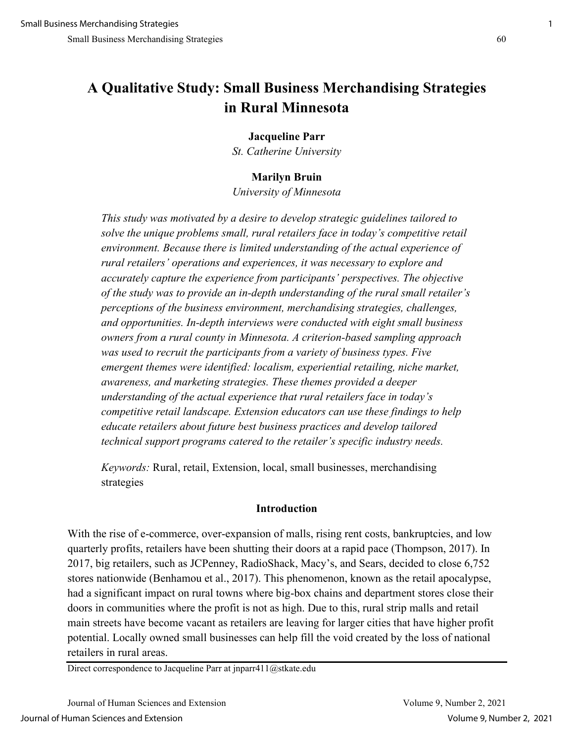# A Qualitative Study: Small Business Merchandising Strategies in Rural Minnesota

**Jacqueline Parr**  
*St. Catherine University*

**Marilyn Bruin**  
*University of Minnesota*

*This study was motivated by a desire to develop strategic guidelines tailored to solve the unique problems small, rural retailers face in today's competitive retail environment. Because there is limited understanding of the actual experience of rural retailers' operations and experiences, it was necessary to explore and accurately capture the experience from participants' perspectives. The objective of the study was to provide an in-depth understanding of the rural small retailer's perceptions of the business environment, merchandising strategies, challenges, and opportunities. In-depth interviews were conducted with eight small business owners from a rural county in Minnesota. A criterion-based sampling approach was used to recruit the participants from a variety of business types. Five emergent themes were identified: localism, experiential retailing, niche market, awareness, and marketing strategies. These themes provided a deeper understanding of the actual experience that rural retailers face in today's competitive retail landscape. Extension educators can use these findings to help educate retailers about future best business practices and develop tailored technical support programs catered to the retailer's specific industry needs.*

*Keywords:* Rural, retail, Extension, local, small businesses, merchandising strategies

## Introduction

With the rise of e-commerce, over-expansion of malls, rising rent costs, bankruptcies, and low quarterly profits, retailers have been shutting their doors at a rapid pace (Thompson, 2017). In 2017, big retailers, such as JCPenney, RadioShack, Macy's, and Sears, decided to close 6,752 stores nationwide (Benhamou et al., 2017). This phenomenon, known as the retail apocalypse, had a significant impact on rural towns where big-box chains and department stores close their doors in communities where the profit is not as high. Due to this, rural strip malls and retail main streets have become vacant as retailers are leaving for larger cities that have higher profit potential. Locally owned small businesses can help fill the void created by the loss of national retailers in rural areas.

Direct correspondence to Jacqueline Parr at jnparr411@stkate.edu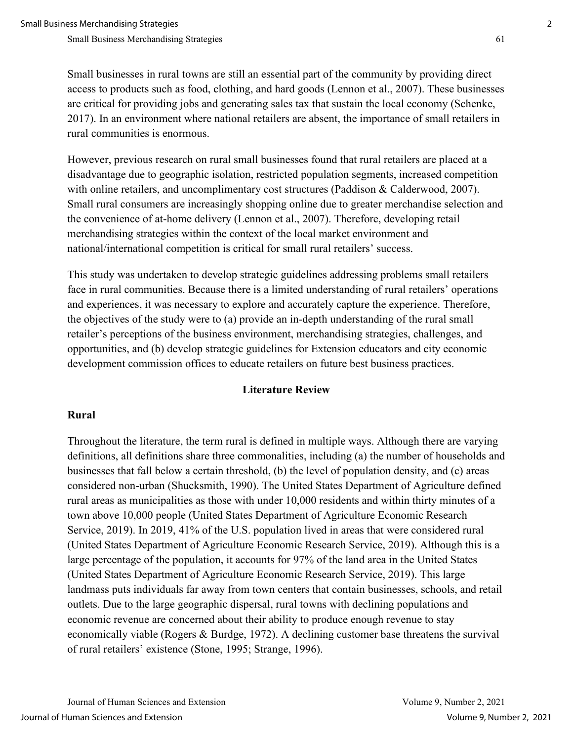Small businesses in rural towns are still an essential part of the community by providing direct access to products such as food, clothing, and hard goods (Lennon et al., 2007). These businesses are critical for providing jobs and generating sales tax that sustain the local economy (Schenke, 2017). In an environment where national retailers are absent, the importance of small retailers in rural communities is enormous.

However, previous research on rural small businesses found that rural retailers are placed at a disadvantage due to geographic isolation, restricted population segments, increased competition with online retailers, and uncomplimentary cost structures (Paddison & Calderwood, 2007). Small rural consumers are increasingly shopping online due to greater merchandise selection and the convenience of at-home delivery (Lennon et al., 2007). Therefore, developing retail merchandising strategies within the context of the local market environment and national/international competition is critical for small rural retailers' success.

This study was undertaken to develop strategic guidelines addressing problems small retailers face in rural communities. Because there is a limited understanding of rural retailers' operations and experiences, it was necessary to explore and accurately capture the experience. Therefore, the objectives of the study were to (a) provide an in-depth understanding of the rural small retailer's perceptions of the business environment, merchandising strategies, challenges, and opportunities, and (b) develop strategic guidelines for Extension educators and city economic development commission offices to educate retailers on future best business practices.

## Literature Review

### Rural

Throughout the literature, the term rural is defined in multiple ways. Although there are varying definitions, all definitions share three commonalities, including (a) the number of households and businesses that fall below a certain threshold, (b) the level of population density, and (c) areas considered non-urban (Shucksmith, 1990). The United States Department of Agriculture defined rural areas as municipalities as those with under 10,000 residents and within thirty minutes of a town above 10,000 people (United States Department of Agriculture Economic Research Service, 2019). In 2019, 41% of the U.S. population lived in areas that were considered rural (United States Department of Agriculture Economic Research Service, 2019). Although this is a large percentage of the population, it accounts for 97% of the land area in the United States (United States Department of Agriculture Economic Research Service, 2019). This large landmass puts individuals far away from town centers that contain businesses, schools, and retail outlets. Due to the large geographic dispersal, rural towns with declining populations and economic revenue are concerned about their ability to produce enough revenue to stay economically viable (Rogers & Burdge, 1972). A declining customer base threatens the survival of rural retailers' existence (Stone, 1995; Strange, 1996).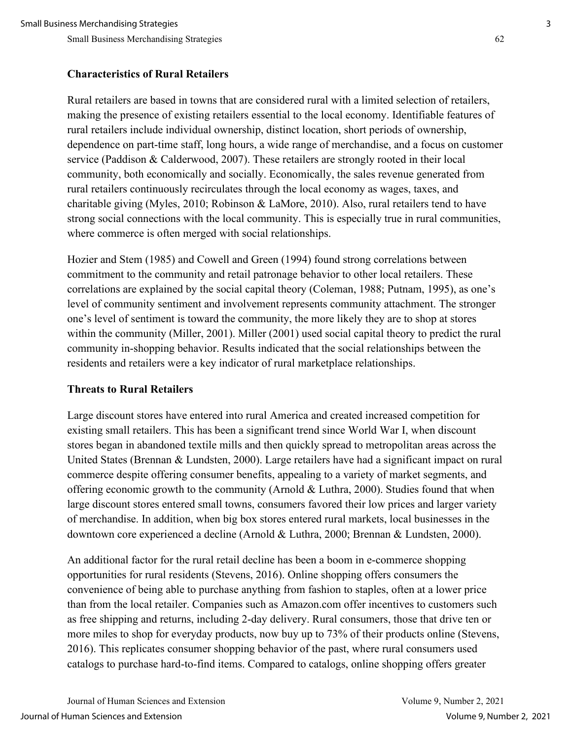### Characteristics of Rural Retailers

Rural retailers are based in towns that are considered rural with a limited selection of retailers, making the presence of existing retailers essential to the local economy. Identifiable features of rural retailers include individual ownership, distinct location, short periods of ownership, dependence on part-time staff, long hours, a wide range of merchandise, and a focus on customer service (Paddison & Calderwood, 2007). These retailers are strongly rooted in their local community, both economically and socially. Economically, the sales revenue generated from rural retailers continuously recirculates through the local economy as wages, taxes, and charitable giving (Myles, 2010; Robinson & LaMore, 2010). Also, rural retailers tend to have strong social connections with the local community. This is especially true in rural communities, where commerce is often merged with social relationships.

Hozier and Stem (1985) and Cowell and Green (1994) found strong correlations between commitment to the community and retail patronage behavior to other local retailers. These correlations are explained by the social capital theory (Coleman, 1988; Putnam, 1995), as one's level of community sentiment and involvement represents community attachment. The stronger one's level of sentiment is toward the community, the more likely they are to shop at stores within the community (Miller, 2001). Miller (2001) used social capital theory to predict the rural community in-shopping behavior. Results indicated that the social relationships between the residents and retailers were a key indicator of rural marketplace relationships.

### Threats to Rural Retailers

Large discount stores have entered into rural America and created increased competition for existing small retailers. This has been a significant trend since World War I, when discount stores began in abandoned textile mills and then quickly spread to metropolitan areas across the United States (Brennan & Lundsten, 2000). Large retailers have had a significant impact on rural commerce despite offering consumer benefits, appealing to a variety of market segments, and offering economic growth to the community (Arnold & Luthra, 2000). Studies found that when large discount stores entered small towns, consumers favored their low prices and larger variety of merchandise. In addition, when big box stores entered rural markets, local businesses in the downtown core experienced a decline (Arnold & Luthra, 2000; Brennan & Lundsten, 2000).

An additional factor for the rural retail decline has been a boom in e-commerce shopping opportunities for rural residents (Stevens, 2016). Online shopping offers consumers the convenience of being able to purchase anything from fashion to staples, often at a lower price than from the local retailer. Companies such as Amazon.com offer incentives to customers such as free shipping and returns, including 2-day delivery. Rural consumers, those that drive ten or more miles to shop for everyday products, now buy up to 73% of their products online (Stevens, 2016). This replicates consumer shopping behavior of the past, where rural consumers used catalogs to purchase hard-to-find items. Compared to catalogs, online shopping offers greater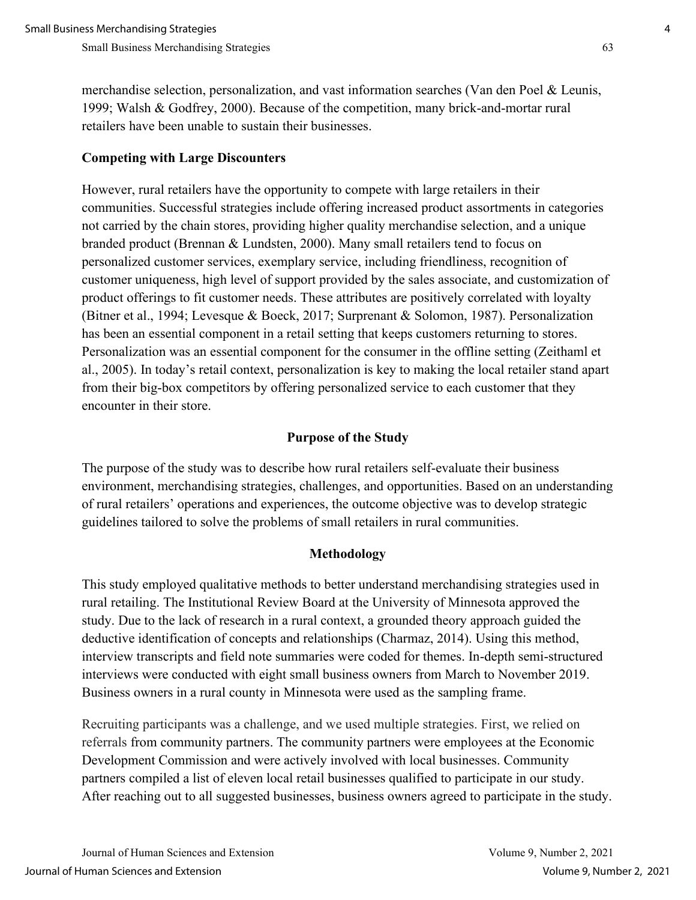merchandise selection, personalization, and vast information searches (Van den Poel & Leunis, 1999; Walsh & Godfrey, 2000). Because of the competition, many brick-and-mortar rural retailers have been unable to sustain their businesses.

### Competing with Large Discounters

However, rural retailers have the opportunity to compete with large retailers in their communities. Successful strategies include offering increased product assortments in categories not carried by the chain stores, providing higher quality merchandise selection, and a unique branded product (Brennan & Lundsten, 2000). Many small retailers tend to focus on personalized customer services, exemplary service, including friendliness, recognition of customer uniqueness, high level of support provided by the sales associate, and customization of product offerings to fit customer needs. These attributes are positively correlated with loyalty (Bitner et al., 1994; Levesque & Boeck, 2017; Surprenant & Solomon, 1987). Personalization has been an essential component in a retail setting that keeps customers returning to stores. Personalization was an essential component for the consumer in the offline setting (Zeithaml et al., 2005). In today's retail context, personalization is key to making the local retailer stand apart from their big-box competitors by offering personalized service to each customer that they encounter in their store.

## Purpose of the Study

The purpose of the study was to describe how rural retailers self-evaluate their business environment, merchandising strategies, challenges, and opportunities. Based on an understanding of rural retailers' operations and experiences, the outcome objective was to develop strategic guidelines tailored to solve the problems of small retailers in rural communities.

## Methodology

This study employed qualitative methods to better understand merchandising strategies used in rural retailing. The Institutional Review Board at the University of Minnesota approved the study. Due to the lack of research in a rural context, a grounded theory approach guided the deductive identification of concepts and relationships (Charmaz, 2014). Using this method, interview transcripts and field note summaries were coded for themes. In-depth semi-structured interviews were conducted with eight small business owners from March to November 2019. Business owners in a rural county in Minnesota were used as the sampling frame.

Recruiting participants was a challenge, and we used multiple strategies. First, we relied on referrals from community partners. The community partners were employees at the Economic Development Commission and were actively involved with local businesses. Community partners compiled a list of eleven local retail businesses qualified to participate in our study. After reaching out to all suggested businesses, business owners agreed to participate in the study.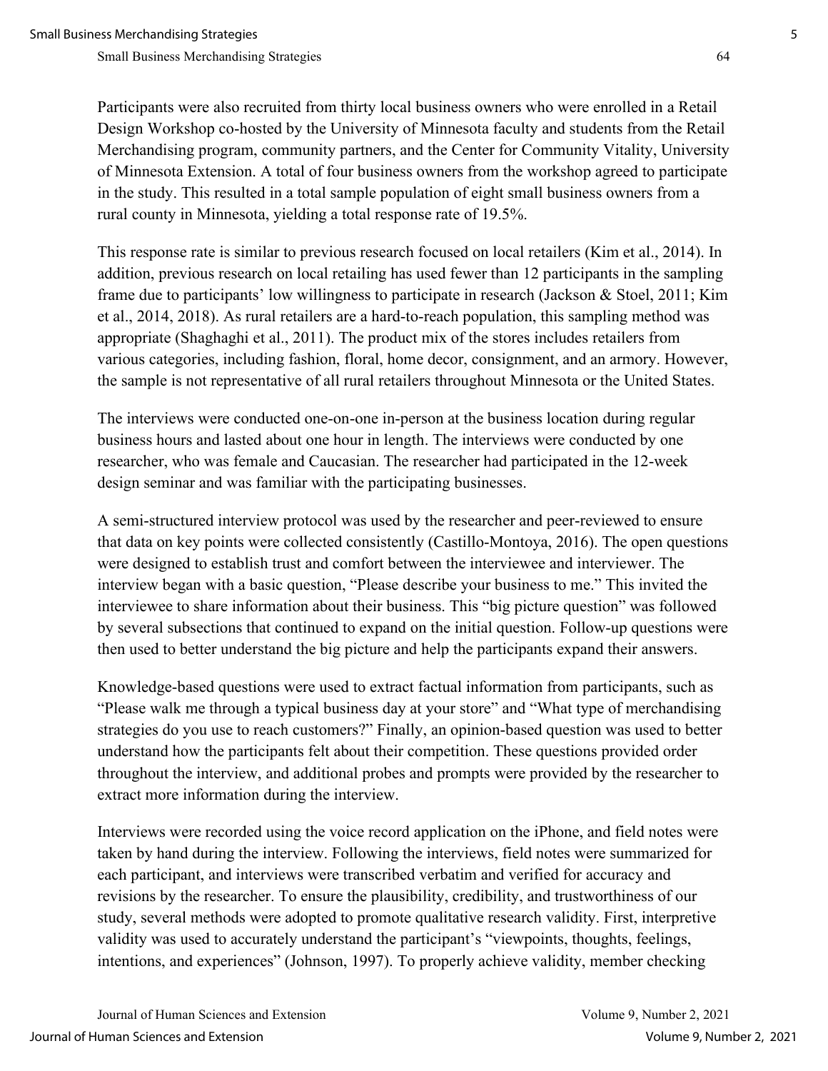Participants were also recruited from thirty local business owners who were enrolled in a Retail Design Workshop co-hosted by the University of Minnesota faculty and students from the Retail Merchandising program, community partners, and the Center for Community Vitality, University of Minnesota Extension. A total of four business owners from the workshop agreed to participate in the study. This resulted in a total sample population of eight small business owners from a rural county in Minnesota, yielding a total response rate of 19.5%.

This response rate is similar to previous research focused on local retailers (Kim et al., 2014). In addition, previous research on local retailing has used fewer than 12 participants in the sampling frame due to participants' low willingness to participate in research (Jackson & Stoel, 2011; Kim et al., 2014, 2018). As rural retailers are a hard-to-reach population, this sampling method was appropriate (Shaghaghi et al., 2011). The product mix of the stores includes retailers from various categories, including fashion, floral, home decor, consignment, and an armory. However, the sample is not representative of all rural retailers throughout Minnesota or the United States.

The interviews were conducted one-on-one in-person at the business location during regular business hours and lasted about one hour in length. The interviews were conducted by one researcher, who was female and Caucasian. The researcher had participated in the 12-week design seminar and was familiar with the participating businesses.

A semi-structured interview protocol was used by the researcher and peer-reviewed to ensure that data on key points were collected consistently (Castillo-Montoya, 2016). The open questions were designed to establish trust and comfort between the interviewee and interviewer. The interview began with a basic question, "Please describe your business to me." This invited the interviewee to share information about their business. This "big picture question" was followed by several subsections that continued to expand on the initial question. Follow-up questions were then used to better understand the big picture and help the participants expand their answers.

Knowledge-based questions were used to extract factual information from participants, such as "Please walk me through a typical business day at your store" and "What type of merchandising strategies do you use to reach customers?" Finally, an opinion-based question was used to better understand how the participants felt about their competition. These questions provided order throughout the interview, and additional probes and prompts were provided by the researcher to extract more information during the interview.

Interviews were recorded using the voice record application on the iPhone, and field notes were taken by hand during the interview. Following the interviews, field notes were summarized for each participant, and interviews were transcribed verbatim and verified for accuracy and revisions by the researcher. To ensure the plausibility, credibility, and trustworthiness of our study, several methods were adopted to promote qualitative research validity. First, interpretive validity was used to accurately understand the participant's "viewpoints, thoughts, feelings, intentions, and experiences" (Johnson, 1997). To properly achieve validity, member checking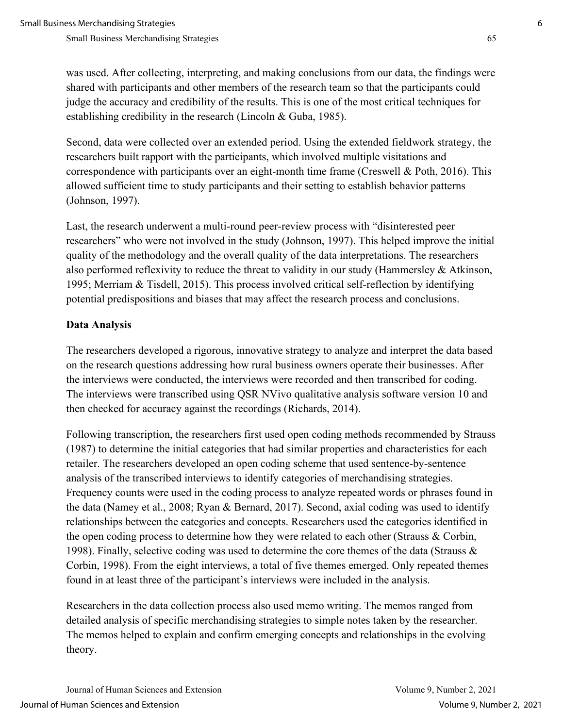was used. After collecting, interpreting, and making conclusions from our data, the findings were shared with participants and other members of the research team so that the participants could judge the accuracy and credibility of the results. This is one of the most critical techniques for establishing credibility in the research (Lincoln & Guba, 1985).

Second, data were collected over an extended period. Using the extended fieldwork strategy, the researchers built rapport with the participants, which involved multiple visitations and correspondence with participants over an eight-month time frame (Creswell & Poth, 2016). This allowed sufficient time to study participants and their setting to establish behavior patterns (Johnson, 1997).

Last, the research underwent a multi-round peer-review process with "disinterested peer researchers" who were not involved in the study (Johnson, 1997). This helped improve the initial quality of the methodology and the overall quality of the data interpretations. The researchers also performed reflexivity to reduce the threat to validity in our study (Hammersley & Atkinson, 1995; Merriam & Tisdell, 2015). This process involved critical self-reflection by identifying potential predispositions and biases that may affect the research process and conclusions.

**Data Analysis**

The researchers developed a rigorous, innovative strategy to analyze and interpret the data based on the research questions addressing how rural business owners operate their businesses. After the interviews were conducted, the interviews were recorded and then transcribed for coding. The interviews were transcribed using QSR NVivo qualitative analysis software version 10 and then checked for accuracy against the recordings (Richards, 2014).

Following transcription, the researchers first used open coding methods recommended by Strauss (1987) to determine the initial categories that had similar properties and characteristics for each retailer. The researchers developed an open coding scheme that used sentence-by-sentence analysis of the transcribed interviews to identify categories of merchandising strategies. Frequency counts were used in the coding process to analyze repeated words or phrases found in the data (Namey et al., 2008; Ryan & Bernard, 2017). Second, axial coding was used to identify relationships between the categories and concepts. Researchers used the categories identified in the open coding process to determine how they were related to each other (Strauss & Corbin, 1998). Finally, selective coding was used to determine the core themes of the data (Strauss & Corbin, 1998). From the eight interviews, a total of five themes emerged. Only repeated themes found in at least three of the participant's interviews were included in the analysis.

Researchers in the data collection process also used memo writing. The memos ranged from detailed analysis of specific merchandising strategies to simple notes taken by the researcher. The memos helped to explain and confirm emerging concepts and relationships in the evolving theory.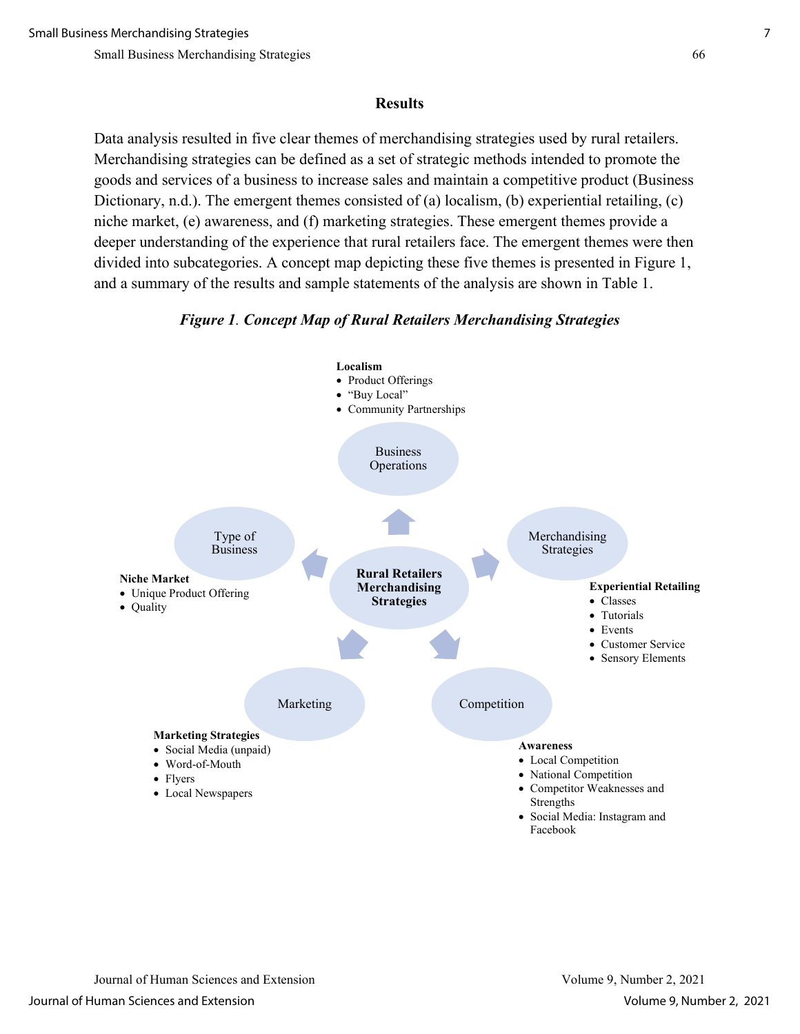## Results

Data analysis resulted in five clear themes of merchandising strategies used by rural retailers. Merchandising strategies can be defined as a set of strategic methods intended to promote the goods and services of a business to increase sales and maintain a competitive product (Business Dictionary, n.d.). The emergent themes consisted of (a) localism, (b) experiential retailing, (c) niche market, (e) awareness, and (f) marketing strategies. These emergent themes provide a deeper understanding of the experience that rural retailers face. The emergent themes were then divided into subcategories. A concept map depicting these five themes is presented in Figure 1, and a summary of the results and sample statements of the analysis are shown in Table 1.

***Figure 1*. Concept Map of Rural Retailers Merchandising Strategies**

**Rural Retailers Merchandising Strategies**

Business Operations

**Localism**
- Product Offerings
- "Buy Local"
- Community Partnerships

Merchandising Strategies

**Experiential Retailing**
- Classes
- Tutorials
- Events
- Customer Service
- Sensory Elements

Competition

**Awareness**
- Local Competition
- National Competition
- Competitor Weaknesses and Strengths
- Social Media: Instagram and Facebook

Marketing

**Marketing Strategies**
- Social Media (unpaid)
- Word-of-Mouth
- Flyers
- Local Newspapers

Type of Business

**Niche Market**
- Unique Product Offering
- Quality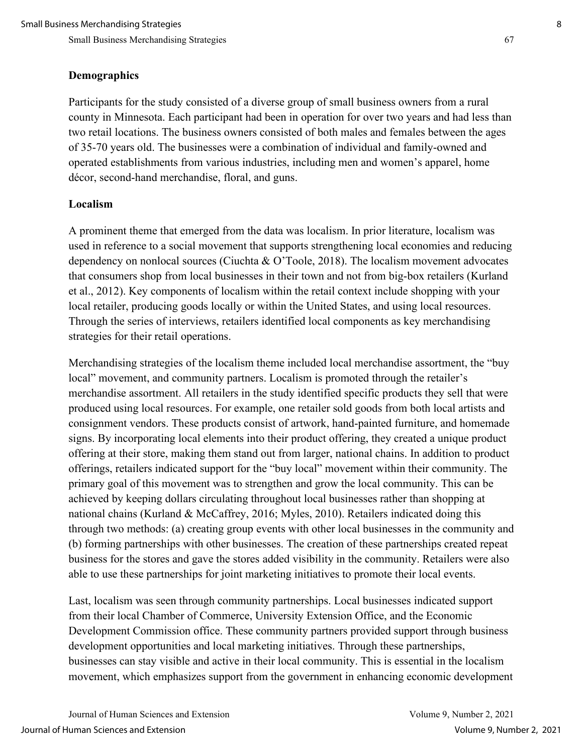## Demographics

Participants for the study consisted of a diverse group of small business owners from a rural county in Minnesota. Each participant had been in operation for over two years and had less than two retail locations. The business owners consisted of both males and females between the ages of 35-70 years old. The businesses were a combination of individual and family-owned and operated establishments from various industries, including men and women's apparel, home décor, second-hand merchandise, floral, and guns.

## Localism

A prominent theme that emerged from the data was localism. In prior literature, localism was used in reference to a social movement that supports strengthening local economies and reducing dependency on nonlocal sources (Ciuchta & O'Toole, 2018). The localism movement advocates that consumers shop from local businesses in their town and not from big-box retailers (Kurland et al., 2012). Key components of localism within the retail context include shopping with your local retailer, producing goods locally or within the United States, and using local resources. Through the series of interviews, retailers identified local components as key merchandising strategies for their retail operations.

Merchandising strategies of the localism theme included local merchandise assortment, the "buy local" movement, and community partners. Localism is promoted through the retailer's merchandise assortment. All retailers in the study identified specific products they sell that were produced using local resources. For example, one retailer sold goods from both local artists and consignment vendors. These products consist of artwork, hand-painted furniture, and homemade signs. By incorporating local elements into their product offering, they created a unique product offering at their store, making them stand out from larger, national chains. In addition to product offerings, retailers indicated support for the "buy local" movement within their community. The primary goal of this movement was to strengthen and grow the local community. This can be achieved by keeping dollars circulating throughout local businesses rather than shopping at national chains (Kurland & McCaffrey, 2016; Myles, 2010). Retailers indicated doing this through two methods: (a) creating group events with other local businesses in the community and (b) forming partnerships with other businesses. The creation of these partnerships created repeat business for the stores and gave the stores added visibility in the community. Retailers were also able to use these partnerships for joint marketing initiatives to promote their local events.

Last, localism was seen through community partnerships. Local businesses indicated support from their local Chamber of Commerce, University Extension Office, and the Economic Development Commission office. These community partners provided support through business development opportunities and local marketing initiatives. Through these partnerships, businesses can stay visible and active in their local community. This is essential in the localism movement, which emphasizes support from the government in enhancing economic development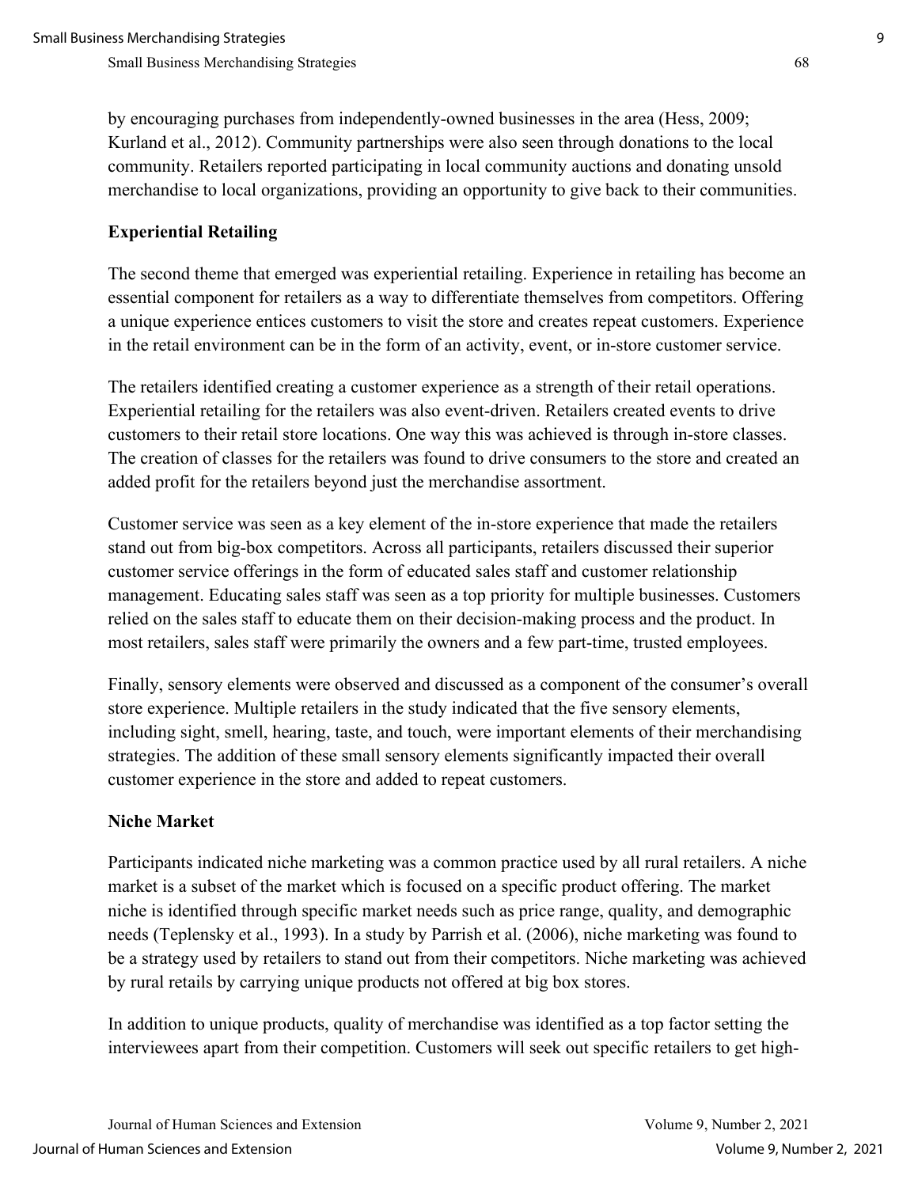by encouraging purchases from independently-owned businesses in the area (Hess, 2009; Kurland et al., 2012). Community partnerships were also seen through donations to the local community. Retailers reported participating in local community auctions and donating unsold merchandise to local organizations, providing an opportunity to give back to their communities.

### Experiential Retailing

The second theme that emerged was experiential retailing. Experience in retailing has become an essential component for retailers as a way to differentiate themselves from competitors. Offering a unique experience entices customers to visit the store and creates repeat customers. Experience in the retail environment can be in the form of an activity, event, or in-store customer service.

The retailers identified creating a customer experience as a strength of their retail operations. Experiential retailing for the retailers was also event-driven. Retailers created events to drive customers to their retail store locations. One way this was achieved is through in-store classes. The creation of classes for the retailers was found to drive consumers to the store and created an added profit for the retailers beyond just the merchandise assortment.

Customer service was seen as a key element of the in-store experience that made the retailers stand out from big-box competitors. Across all participants, retailers discussed their superior customer service offerings in the form of educated sales staff and customer relationship management. Educating sales staff was seen as a top priority for multiple businesses. Customers relied on the sales staff to educate them on their decision-making process and the product. In most retailers, sales staff were primarily the owners and a few part-time, trusted employees.

Finally, sensory elements were observed and discussed as a component of the consumer's overall store experience. Multiple retailers in the study indicated that the five sensory elements, including sight, smell, hearing, taste, and touch, were important elements of their merchandising strategies. The addition of these small sensory elements significantly impacted their overall customer experience in the store and added to repeat customers.

### Niche Market

Participants indicated niche marketing was a common practice used by all rural retailers. A niche market is a subset of the market which is focused on a specific product offering. The market niche is identified through specific market needs such as price range, quality, and demographic needs (Teplensky et al., 1993). In a study by Parrish et al. (2006), niche marketing was found to be a strategy used by retailers to stand out from their competitors. Niche marketing was achieved by rural retails by carrying unique products not offered at big box stores.

In addition to unique products, quality of merchandise was identified as a top factor setting the interviewees apart from their competition. Customers will seek out specific retailers to get high-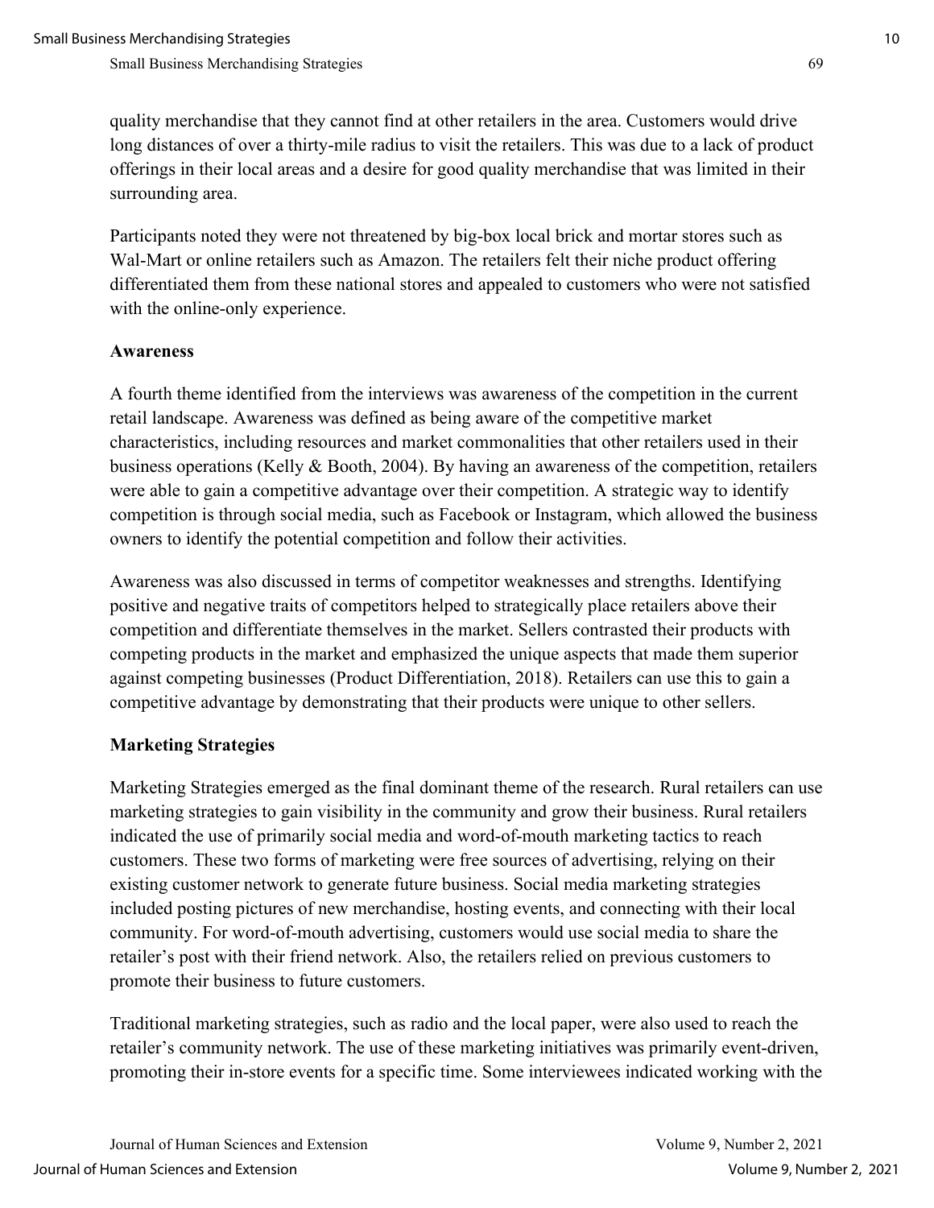quality merchandise that they cannot find at other retailers in the area. Customers would drive long distances of over a thirty-mile radius to visit the retailers. This was due to a lack of product offerings in their local areas and a desire for good quality merchandise that was limited in their surrounding area.

Participants noted they were not threatened by big-box local brick and mortar stores such as Wal-Mart or online retailers such as Amazon. The retailers felt their niche product offering differentiated them from these national stores and appealed to customers who were not satisfied with the online-only experience.

### Awareness

A fourth theme identified from the interviews was awareness of the competition in the current retail landscape. Awareness was defined as being aware of the competitive market characteristics, including resources and market commonalities that other retailers used in their business operations (Kelly & Booth, 2004). By having an awareness of the competition, retailers were able to gain a competitive advantage over their competition. A strategic way to identify competition is through social media, such as Facebook or Instagram, which allowed the business owners to identify the potential competition and follow their activities.

Awareness was also discussed in terms of competitor weaknesses and strengths. Identifying positive and negative traits of competitors helped to strategically place retailers above their competition and differentiate themselves in the market. Sellers contrasted their products with competing products in the market and emphasized the unique aspects that made them superior against competing businesses (Product Differentiation, 2018). Retailers can use this to gain a competitive advantage by demonstrating that their products were unique to other sellers.

### Marketing Strategies

Marketing Strategies emerged as the final dominant theme of the research. Rural retailers can use marketing strategies to gain visibility in the community and grow their business. Rural retailers indicated the use of primarily social media and word-of-mouth marketing tactics to reach customers. These two forms of marketing were free sources of advertising, relying on their existing customer network to generate future business. Social media marketing strategies included posting pictures of new merchandise, hosting events, and connecting with their local community. For word-of-mouth advertising, customers would use social media to share the retailer's post with their friend network. Also, the retailers relied on previous customers to promote their business to future customers.

Traditional marketing strategies, such as radio and the local paper, were also used to reach the retailer's community network. The use of these marketing initiatives was primarily event-driven, promoting their in-store events for a specific time. Some interviewees indicated working with the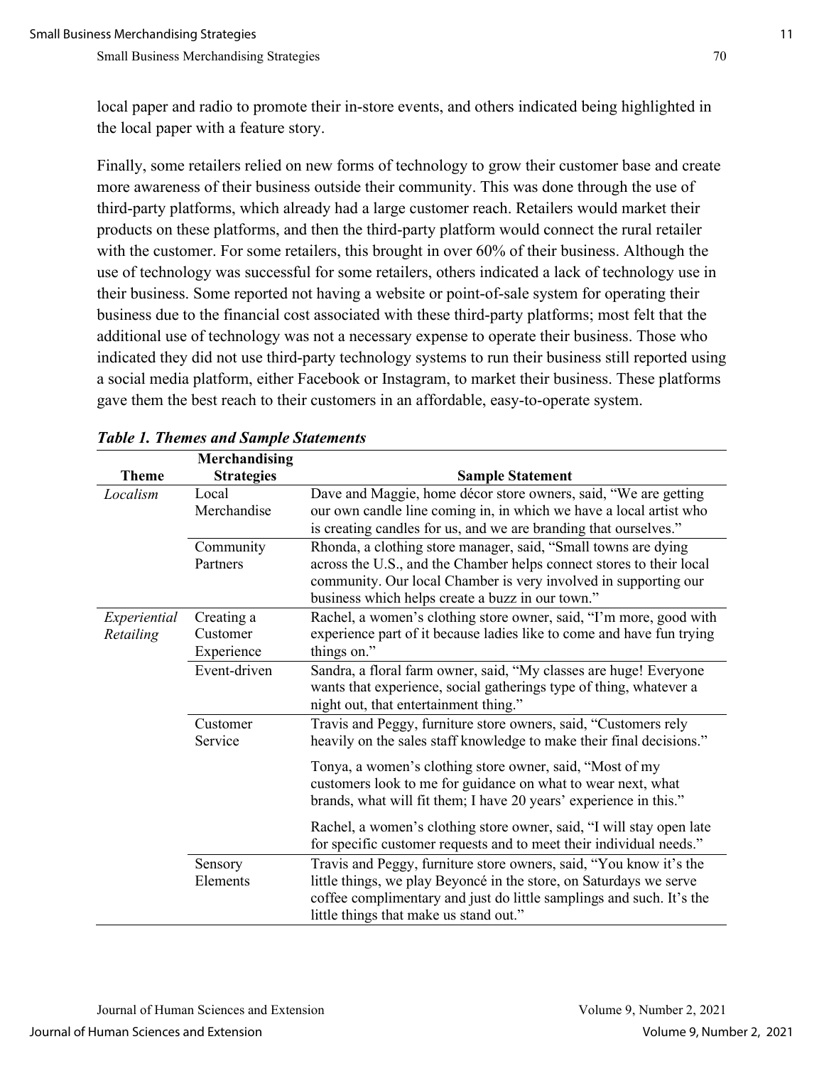local paper and radio to promote their in-store events, and others indicated being highlighted in the local paper with a feature story.

Finally, some retailers relied on new forms of technology to grow their customer base and create more awareness of their business outside their community. This was done through the use of third-party platforms, which already had a large customer reach. Retailers would market their products on these platforms, and then the third-party platform would connect the rural retailer with the customer. For some retailers, this brought in over 60% of their business. Although the use of technology was successful for some retailers, others indicated a lack of technology use in their business. Some reported not having a website or point-of-sale system for operating their business due to the financial cost associated with these third-party platforms; most felt that the additional use of technology was not a necessary expense to operate their business. Those who indicated they did not use third-party technology systems to run their business still reported using a social media platform, either Facebook or Instagram, to market their business. These platforms gave them the best reach to their customers in an affordable, easy-to-operate system.

***Table 1. Themes and Sample Statements***

| Theme | Merchandising Strategies | Sample Statement |
|---|---|---|
| *Localism* | Local Merchandise | Dave and Maggie, home décor store owners, said, "We are getting our own candle line coming in, in which we have a local artist who is creating candles for us, and we are branding that ourselves." |
| | Community Partners | Rhonda, a clothing store manager, said, "Small towns are dying across the U.S., and the Chamber helps connect stores to their local community. Our local Chamber is very involved in supporting our business which helps create a buzz in our town." |
| *Experiential Retailing* | Creating a Customer Experience | Rachel, a women's clothing store owner, said, "I'm more, good with experience part of it because ladies like to come and have fun trying things on." |
| | Event-driven | Sandra, a floral farm owner, said, "My classes are huge! Everyone wants that experience, social gatherings type of thing, whatever a night out, that entertainment thing." |
| | Customer Service | Travis and Peggy, furniture store owners, said, "Customers rely heavily on the sales staff knowledge to make their final decisions." |
| | | Tonya, a women's clothing store owner, said, "Most of my customers look to me for guidance on what to wear next, what brands, what will fit them; I have 20 years' experience in this." |
| | | Rachel, a women's clothing store owner, said, "I will stay open late for specific customer requests and to meet their individual needs." |
| | Sensory Elements | Travis and Peggy, furniture store owners, said, "You know it's the little things, we play Beyoncé in the store, on Saturdays we serve coffee complimentary and just do little samplings and such. It's the little things that make us stand out." |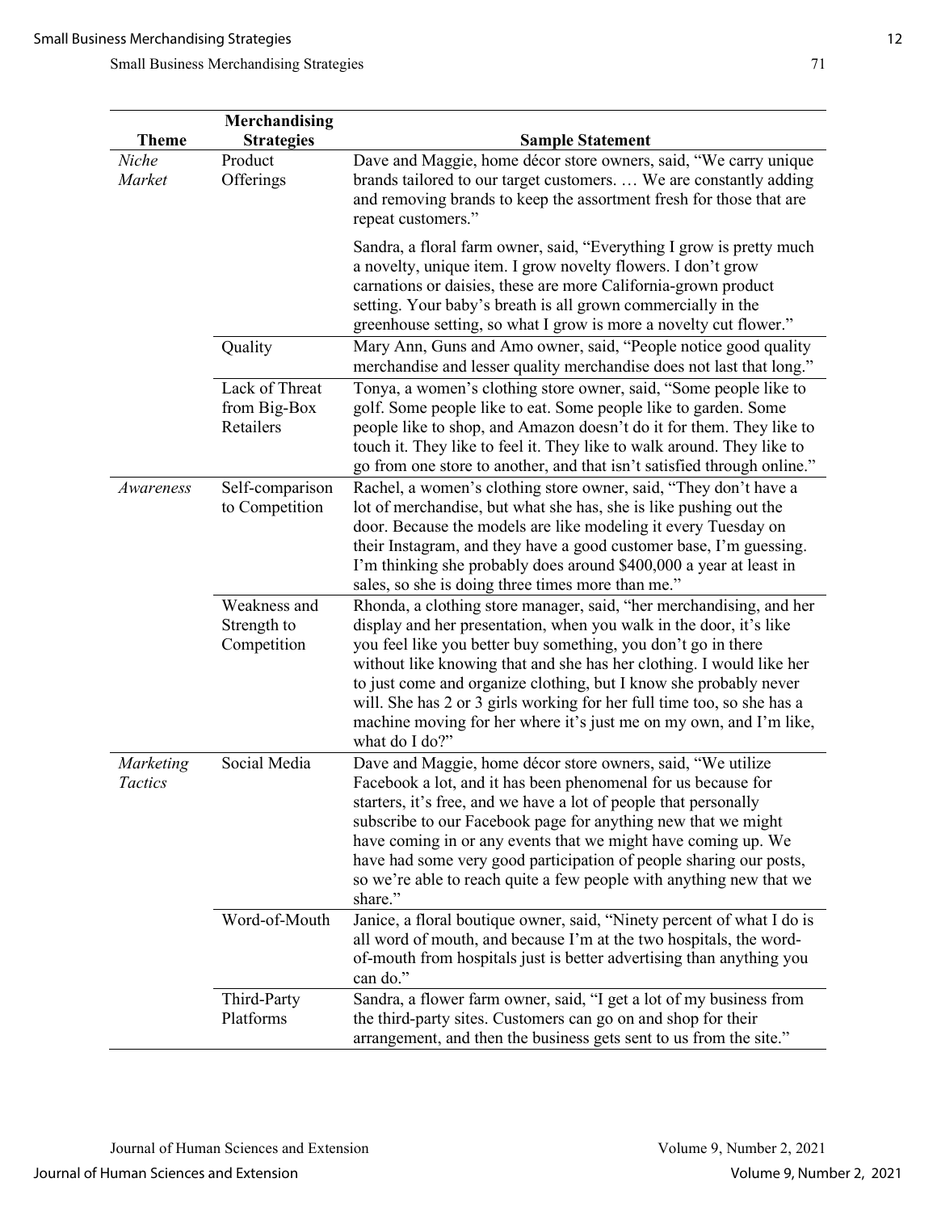| Theme | Merchandising Strategies | Sample Statement |
|---|---|---|
| *Niche Market* | Product Offerings | Dave and Maggie, home décor store owners, said, "We carry unique brands tailored to our target customers. … We are constantly adding and removing brands to keep the assortment fresh for those that are repeat customers." |
| | | Sandra, a floral farm owner, said, "Everything I grow is pretty much a novelty, unique item. I grow novelty flowers. I don't grow carnations or daisies, these are more California-grown product setting. Your baby's breath is all grown commercially in the greenhouse setting, so what I grow is more a novelty cut flower." |
| | Quality | Mary Ann, Guns and Amo owner, said, "People notice good quality merchandise and lesser quality merchandise does not last that long." |
| | Lack of Threat from Big-Box Retailers | Tonya, a women's clothing store owner, said, "Some people like to golf. Some people like to eat. Some people like to garden. Some people like to shop, and Amazon doesn't do it for them. They like to touch it. They like to feel it. They like to walk around. They like to go from one store to another, and that isn't satisfied through online." |
| *Awareness* | Self-comparison to Competition | Rachel, a women's clothing store owner, said, "They don't have a lot of merchandise, but what she has, she is like pushing out the door. Because the models are like modeling it every Tuesday on their Instagram, and they have a good customer base, I'm guessing. I'm thinking she probably does around $400,000 a year at least in sales, so she is doing three times more than me." |
| | Weakness and Strength to Competition | Rhonda, a clothing store manager, said, "her merchandising, and her display and her presentation, when you walk in the door, it's like you feel like you better buy something, you don't go in there without like knowing that and she has her clothing. I would like her to just come and organize clothing, but I know she probably never will. She has 2 or 3 girls working for her full time too, so she has a machine moving for her where it's just me on my own, and I'm like, what do I do?" |
| *Marketing Tactics* | Social Media | Dave and Maggie, home décor store owners, said, "We utilize Facebook a lot, and it has been phenomenal for us because for starters, it's free, and we have a lot of people that personally subscribe to our Facebook page for anything new that we might have coming in or any events that we might have coming up. We have had some very good participation of people sharing our posts, so we're able to reach quite a few people with anything new that we share." |
| | Word-of-Mouth | Janice, a floral boutique owner, said, "Ninety percent of what I do is all word of mouth, and because I'm at the two hospitals, the word-of-mouth from hospitals just is better advertising than anything you can do." |
| | Third-Party Platforms | Sandra, a flower farm owner, said, "I get a lot of my business from the third-party sites. Customers can go on and shop for their arrangement, and then the business gets sent to us from the site." |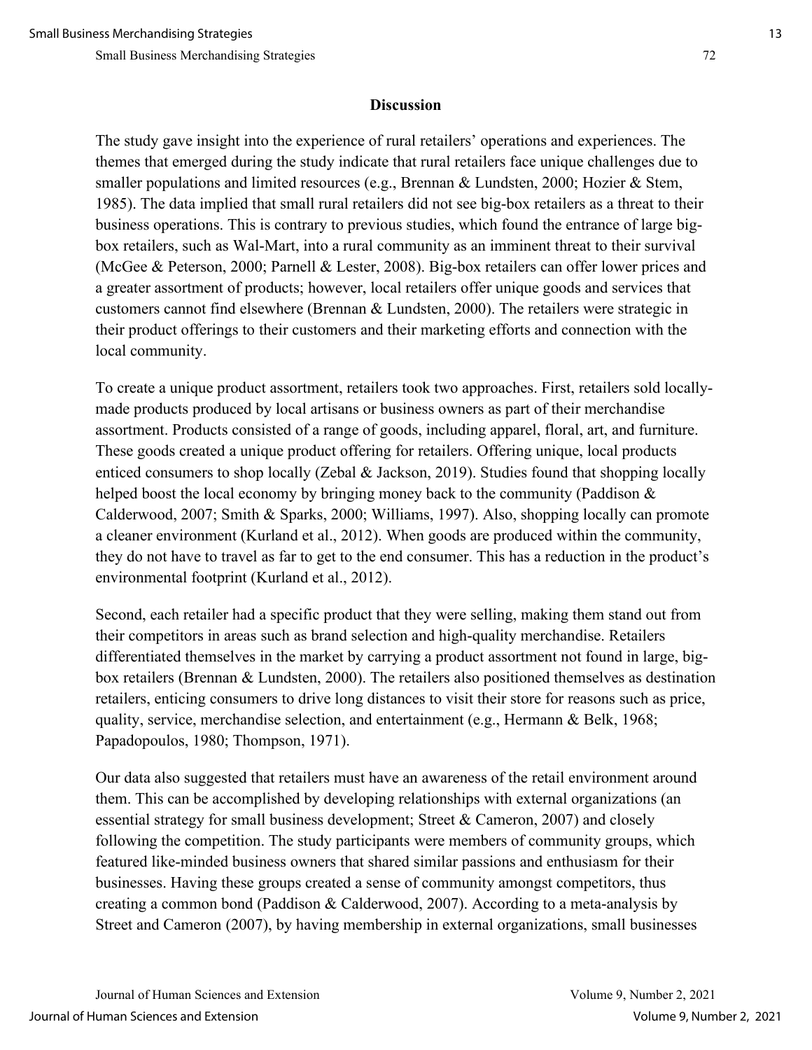## Discussion

The study gave insight into the experience of rural retailers' operations and experiences. The themes that emerged during the study indicate that rural retailers face unique challenges due to smaller populations and limited resources (e.g., Brennan & Lundsten, 2000; Hozier & Stem, 1985). The data implied that small rural retailers did not see big-box retailers as a threat to their business operations. This is contrary to previous studies, which found the entrance of large big-box retailers, such as Wal-Mart, into a rural community as an imminent threat to their survival (McGee & Peterson, 2000; Parnell & Lester, 2008). Big-box retailers can offer lower prices and a greater assortment of products; however, local retailers offer unique goods and services that customers cannot find elsewhere (Brennan & Lundsten, 2000). The retailers were strategic in their product offerings to their customers and their marketing efforts and connection with the local community.

To create a unique product assortment, retailers took two approaches. First, retailers sold locally-made products produced by local artisans or business owners as part of their merchandise assortment. Products consisted of a range of goods, including apparel, floral, art, and furniture. These goods created a unique product offering for retailers. Offering unique, local products enticed consumers to shop locally (Zebal & Jackson, 2019). Studies found that shopping locally helped boost the local economy by bringing money back to the community (Paddison & Calderwood, 2007; Smith & Sparks, 2000; Williams, 1997). Also, shopping locally can promote a cleaner environment (Kurland et al., 2012). When goods are produced within the community, they do not have to travel as far to get to the end consumer. This has a reduction in the product's environmental footprint (Kurland et al., 2012).

Second, each retailer had a specific product that they were selling, making them stand out from their competitors in areas such as brand selection and high-quality merchandise. Retailers differentiated themselves in the market by carrying a product assortment not found in large, big-box retailers (Brennan & Lundsten, 2000). The retailers also positioned themselves as destination retailers, enticing consumers to drive long distances to visit their store for reasons such as price, quality, service, merchandise selection, and entertainment (e.g., Hermann & Belk, 1968; Papadopoulos, 1980; Thompson, 1971).

Our data also suggested that retailers must have an awareness of the retail environment around them. This can be accomplished by developing relationships with external organizations (an essential strategy for small business development; Street & Cameron, 2007) and closely following the competition. The study participants were members of community groups, which featured like-minded business owners that shared similar passions and enthusiasm for their businesses. Having these groups created a sense of community amongst competitors, thus creating a common bond (Paddison & Calderwood, 2007). According to a meta-analysis by Street and Cameron (2007), by having membership in external organizations, small businesses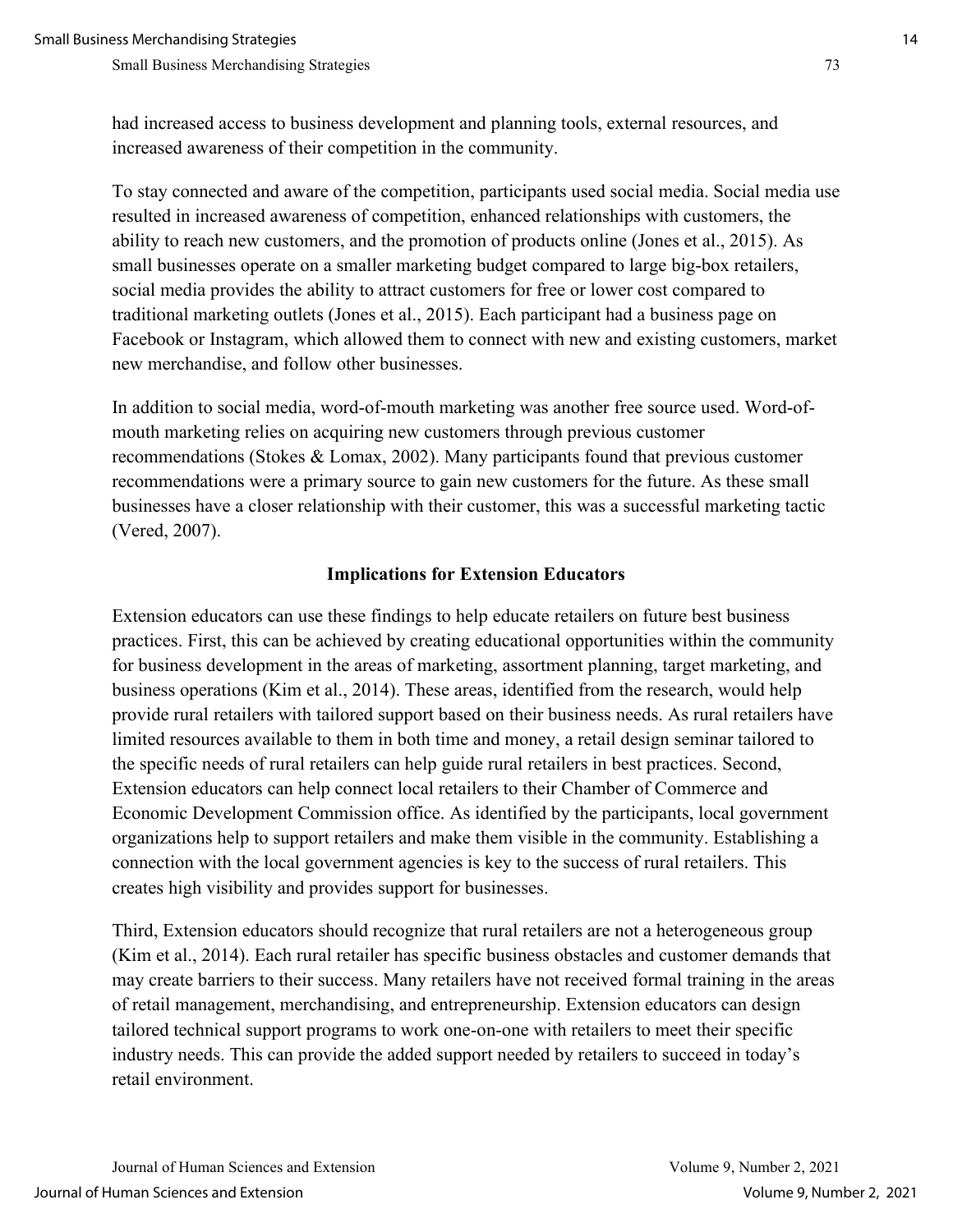had increased access to business development and planning tools, external resources, and increased awareness of their competition in the community.

To stay connected and aware of the competition, participants used social media. Social media use resulted in increased awareness of competition, enhanced relationships with customers, the ability to reach new customers, and the promotion of products online (Jones et al., 2015). As small businesses operate on a smaller marketing budget compared to large big-box retailers, social media provides the ability to attract customers for free or lower cost compared to traditional marketing outlets (Jones et al., 2015). Each participant had a business page on Facebook or Instagram, which allowed them to connect with new and existing customers, market new merchandise, and follow other businesses.

In addition to social media, word-of-mouth marketing was another free source used. Word-of-mouth marketing relies on acquiring new customers through previous customer recommendations (Stokes & Lomax, 2002). Many participants found that previous customer recommendations were a primary source to gain new customers for the future. As these small businesses have a closer relationship with their customer, this was a successful marketing tactic (Vered, 2007).

## Implications for Extension Educators

Extension educators can use these findings to help educate retailers on future best business practices. First, this can be achieved by creating educational opportunities within the community for business development in the areas of marketing, assortment planning, target marketing, and business operations (Kim et al., 2014). These areas, identified from the research, would help provide rural retailers with tailored support based on their business needs. As rural retailers have limited resources available to them in both time and money, a retail design seminar tailored to the specific needs of rural retailers can help guide rural retailers in best practices. Second, Extension educators can help connect local retailers to their Chamber of Commerce and Economic Development Commission office. As identified by the participants, local government organizations help to support retailers and make them visible in the community. Establishing a connection with the local government agencies is key to the success of rural retailers. This creates high visibility and provides support for businesses.

Third, Extension educators should recognize that rural retailers are not a heterogeneous group (Kim et al., 2014). Each rural retailer has specific business obstacles and customer demands that may create barriers to their success. Many retailers have not received formal training in the areas of retail management, merchandising, and entrepreneurship. Extension educators can design tailored technical support programs to work one-on-one with retailers to meet their specific industry needs. This can provide the added support needed by retailers to succeed in today's retail environment.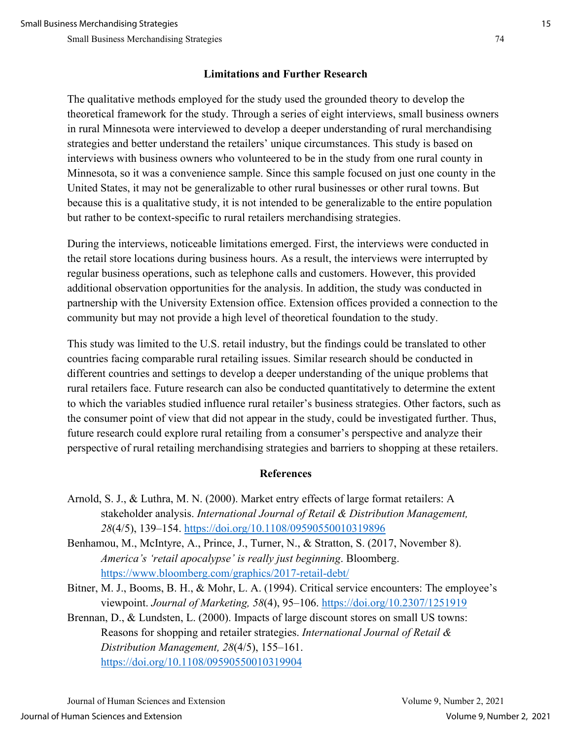## Limitations and Further Research

The qualitative methods employed for the study used the grounded theory to develop the theoretical framework for the study. Through a series of eight interviews, small business owners in rural Minnesota were interviewed to develop a deeper understanding of rural merchandising strategies and better understand the retailers' unique circumstances. This study is based on interviews with business owners who volunteered to be in the study from one rural county in Minnesota, so it was a convenience sample. Since this sample focused on just one county in the United States, it may not be generalizable to other rural businesses or other rural towns. But because this is a qualitative study, it is not intended to be generalizable to the entire population but rather to be context-specific to rural retailers merchandising strategies.

During the interviews, noticeable limitations emerged. First, the interviews were conducted in the retail store locations during business hours. As a result, the interviews were interrupted by regular business operations, such as telephone calls and customers. However, this provided additional observation opportunities for the analysis. In addition, the study was conducted in partnership with the University Extension office. Extension offices provided a connection to the community but may not provide a high level of theoretical foundation to the study.

This study was limited to the U.S. retail industry, but the findings could be translated to other countries facing comparable rural retailing issues. Similar research should be conducted in different countries and settings to develop a deeper understanding of the unique problems that rural retailers face. Future research can also be conducted quantitatively to determine the extent to which the variables studied influence rural retailer's business strategies. Other factors, such as the consumer point of view that did not appear in the study, could be investigated further. Thus, future research could explore rural retailing from a consumer's perspective and analyze their perspective of rural retailing merchandising strategies and barriers to shopping at these retailers.

## References

Arnold, S. J., & Luthra, M. N. (2000). Market entry effects of large format retailers: A stakeholder analysis. *International Journal of Retail & Distribution Management, 28*(4/5), 139–154. https://doi.org/10.1108/09590550010319896

Benhamou, M., McIntyre, A., Prince, J., Turner, N., & Stratton, S. (2017, November 8). *America's 'retail apocalypse' is really just beginning*. Bloomberg. https://www.bloomberg.com/graphics/2017-retail-debt/

Bitner, M. J., Booms, B. H., & Mohr, L. A. (1994). Critical service encounters: The employee's viewpoint. *Journal of Marketing, 58*(4), 95–106. https://doi.org/10.2307/1251919

Brennan, D., & Lundsten, L. (2000). Impacts of large discount stores on small US towns: Reasons for shopping and retailer strategies. *International Journal of Retail & Distribution Management, 28*(4/5), 155–161. https://doi.org/10.1108/09590550010319904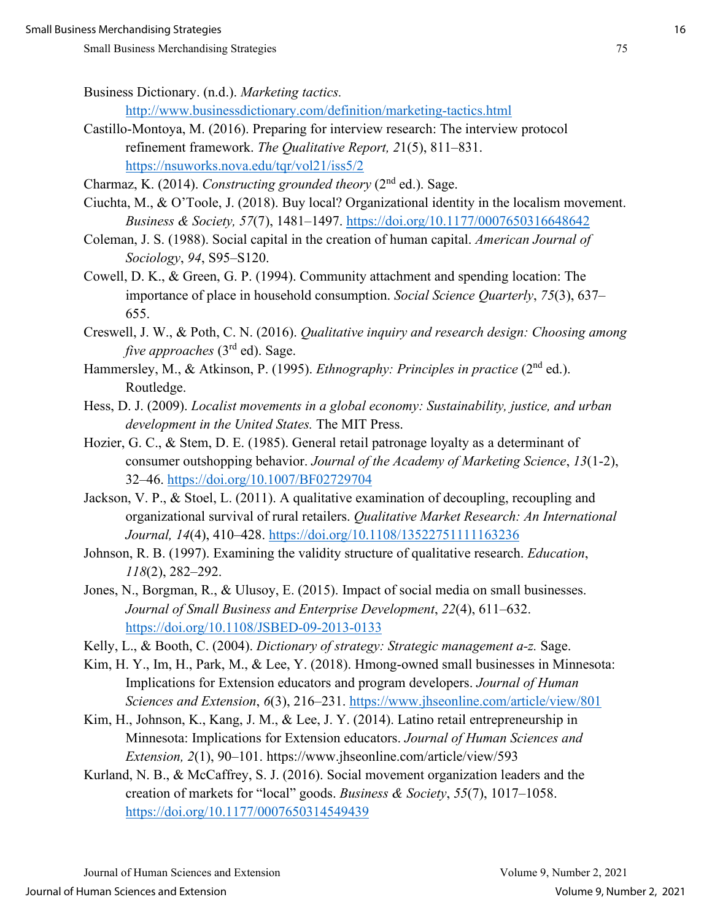Business Dictionary. (n.d.). *Marketing tactics.* http://www.businessdictionary.com/definition/marketing-tactics.html

Castillo-Montoya, M. (2016). Preparing for interview research: The interview protocol refinement framework. *The Qualitative Report, 21*(5), 811–831. https://nsuworks.nova.edu/tqr/vol21/iss5/2

Charmaz, K. (2014). *Constructing grounded theory* (2nd ed.). Sage.

Ciuchta, M., & O'Toole, J. (2018). Buy local? Organizational identity in the localism movement. *Business & Society, 57*(7), 1481–1497. https://doi.org/10.1177/0007650316648642

Coleman, J. S. (1988). Social capital in the creation of human capital. *American Journal of Sociology*, *94*, S95–S120.

Cowell, D. K., & Green, G. P. (1994). Community attachment and spending location: The importance of place in household consumption. *Social Science Quarterly*, *75*(3), 637–655.

Creswell, J. W., & Poth, C. N. (2016). *Qualitative inquiry and research design: Choosing among five approaches* (3rd ed). Sage.

Hammersley, M., & Atkinson, P. (1995). *Ethnography: Principles in practice* (2nd ed.). Routledge.

Hess, D. J. (2009). *Localist movements in a global economy: Sustainability, justice, and urban development in the United States.* The MIT Press.

Hozier, G. C., & Stem, D. E. (1985). General retail patronage loyalty as a determinant of consumer outshopping behavior. *Journal of the Academy of Marketing Science*, *13*(1-2), 32–46. https://doi.org/10.1007/BF02729704

Jackson, V. P., & Stoel, L. (2011). A qualitative examination of decoupling, recoupling and organizational survival of rural retailers. *Qualitative Market Research: An International Journal, 14*(4), 410–428. https://doi.org/10.1108/13522751111163236

Johnson, R. B. (1997). Examining the validity structure of qualitative research. *Education*, *118*(2), 282–292.

Jones, N., Borgman, R., & Ulusoy, E. (2015). Impact of social media on small businesses. *Journal of Small Business and Enterprise Development*, *22*(4), 611–632. https://doi.org/10.1108/JSBED-09-2013-0133

Kelly, L., & Booth, C. (2004). *Dictionary of strategy: Strategic management a-z.* Sage.

Kim, H. Y., Im, H., Park, M., & Lee, Y. (2018). Hmong-owned small businesses in Minnesota: Implications for Extension educators and program developers. *Journal of Human Sciences and Extension*, *6*(3), 216–231. https://www.jhseonline.com/article/view/801

Kim, H., Johnson, K., Kang, J. M., & Lee, J. Y. (2014). Latino retail entrepreneurship in Minnesota: Implications for Extension educators. *Journal of Human Sciences and Extension, 2*(1), 90–101. https://www.jhseonline.com/article/view/593

Kurland, N. B., & McCaffrey, S. J. (2016). Social movement organization leaders and the creation of markets for "local" goods. *Business & Society*, *55*(7), 1017–1058. https://doi.org/10.1177/0007650314549439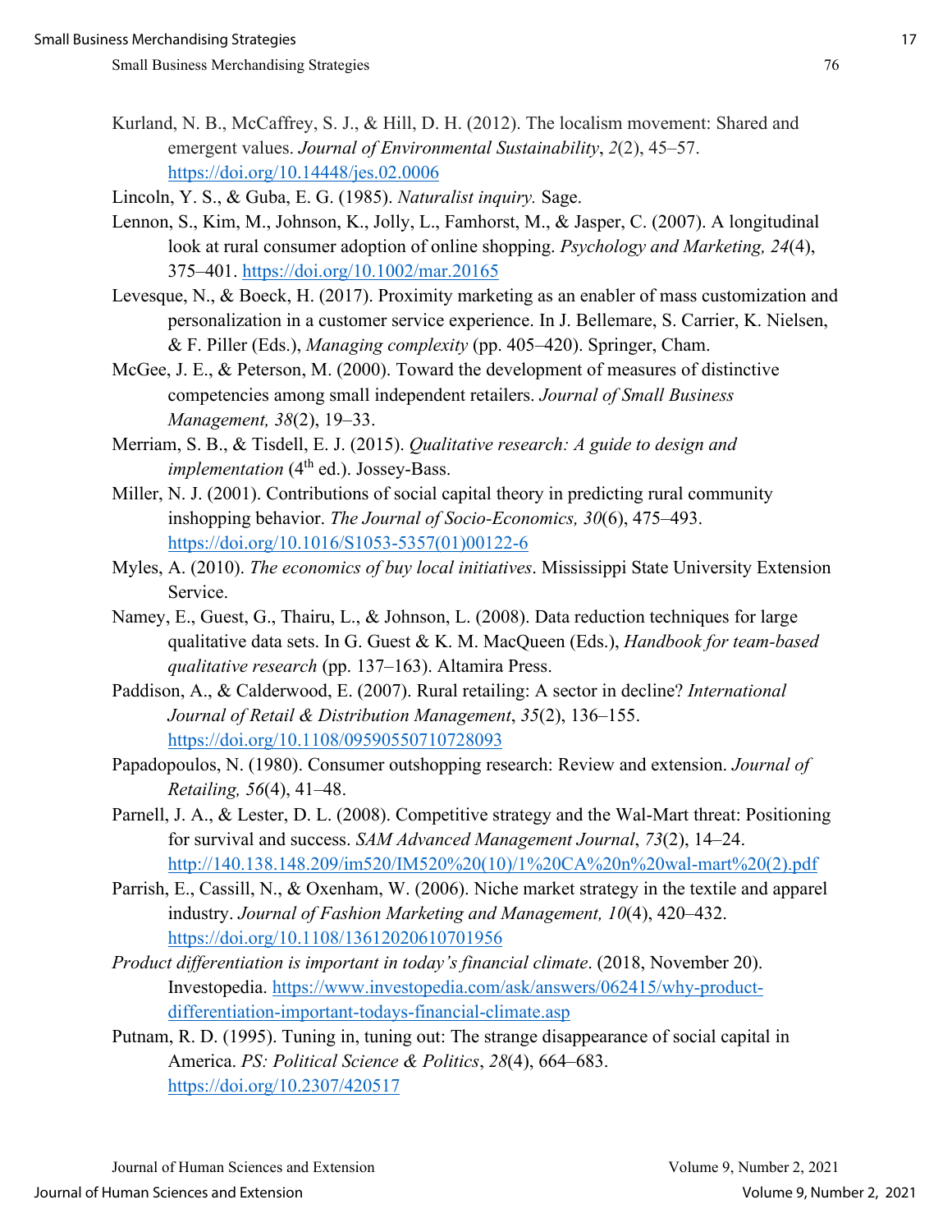Kurland, N. B., McCaffrey, S. J., & Hill, D. H. (2012). The localism movement: Shared and emergent values. *Journal of Environmental Sustainability*, *2*(2), 45–57. https://doi.org/10.14448/jes.02.0006

Lincoln, Y. S., & Guba, E. G. (1985). *Naturalist inquiry.* Sage.

Lennon, S., Kim, M., Johnson, K., Jolly, L., Famhorst, M., & Jasper, C. (2007). A longitudinal look at rural consumer adoption of online shopping. *Psychology and Marketing, 24*(4), 375–401. https://doi.org/10.1002/mar.20165

Levesque, N., & Boeck, H. (2017). Proximity marketing as an enabler of mass customization and personalization in a customer service experience. In J. Bellemare, S. Carrier, K. Nielsen, & F. Piller (Eds.), *Managing complexity* (pp. 405–420). Springer, Cham.

McGee, J. E., & Peterson, M. (2000). Toward the development of measures of distinctive competencies among small independent retailers. *Journal of Small Business Management, 38*(2), 19–33.

Merriam, S. B., & Tisdell, E. J. (2015). *Qualitative research: A guide to design and implementation* (4th ed.). Jossey-Bass.

Miller, N. J. (2001). Contributions of social capital theory in predicting rural community inshopping behavior. *The Journal of Socio-Economics, 30*(6), 475–493. https://doi.org/10.1016/S1053-5357(01)00122-6

Myles, A. (2010). *The economics of buy local initiatives*. Mississippi State University Extension Service.

Namey, E., Guest, G., Thairu, L., & Johnson, L. (2008). Data reduction techniques for large qualitative data sets. In G. Guest & K. M. MacQueen (Eds.), *Handbook for team-based qualitative research* (pp. 137–163). Altamira Press.

Paddison, A., & Calderwood, E. (2007). Rural retailing: A sector in decline? *International Journal of Retail & Distribution Management*, *35*(2), 136–155. https://doi.org/10.1108/09590550710728093

Papadopoulos, N. (1980). Consumer outshopping research: Review and extension. *Journal of Retailing, 56*(4), 41–48.

Parnell, J. A., & Lester, D. L. (2008). Competitive strategy and the Wal-Mart threat: Positioning for survival and success. *SAM Advanced Management Journal*, *73*(2), 14–24. http://140.138.148.209/im520/IM520%20(10)/1%20CA%20n%20wal-mart%20(2).pdf

Parrish, E., Cassill, N., & Oxenham, W. (2006). Niche market strategy in the textile and apparel industry. *Journal of Fashion Marketing and Management, 10*(4), 420–432. https://doi.org/10.1108/13612020610701956

*Product differentiation is important in today's financial climate*. (2018, November 20). Investopedia. https://www.investopedia.com/ask/answers/062415/why-product-differentiation-important-todays-financial-climate.asp

Putnam, R. D. (1995). Tuning in, tuning out: The strange disappearance of social capital in America. *PS: Political Science & Politics*, *28*(4), 664–683. https://doi.org/10.2307/420517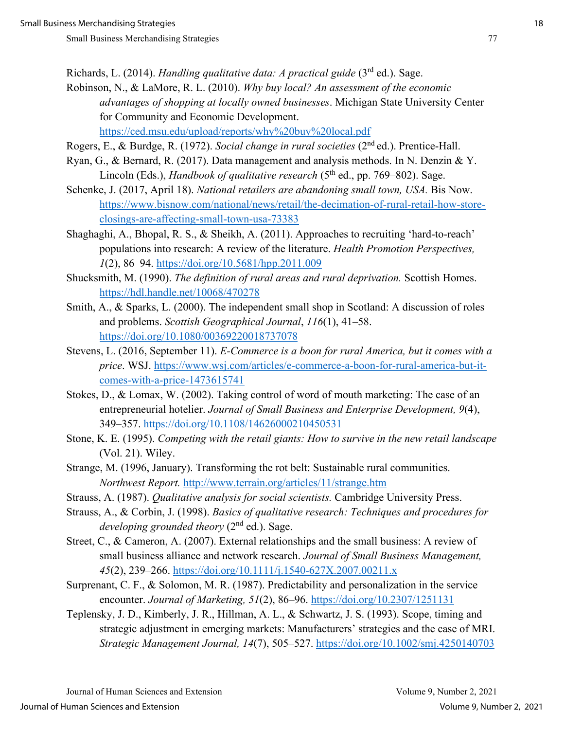Richards, L. (2014). *Handling qualitative data: A practical guide* (3rd ed.). Sage.

Robinson, N., & LaMore, R. L. (2010). *Why buy local? An assessment of the economic advantages of shopping at locally owned businesses*. Michigan State University Center for Community and Economic Development. https://ced.msu.edu/upload/reports/why%20buy%20local.pdf

Rogers, E., & Burdge, R. (1972). *Social change in rural societies* (2nd ed.). Prentice-Hall.

Ryan, G., & Bernard, R. (2017). Data management and analysis methods. In N. Denzin & Y. Lincoln (Eds.), *Handbook of qualitative research* (5th ed., pp. 769–802). Sage.

Schenke, J. (2017, April 18). *National retailers are abandoning small town, USA.* Bis Now. https://www.bisnow.com/national/news/retail/the-decimation-of-rural-retail-how-store-closings-are-affecting-small-town-usa-73383

Shaghaghi, A., Bhopal, R. S., & Sheikh, A. (2011). Approaches to recruiting 'hard-to-reach' populations into research: A review of the literature. *Health Promotion Perspectives, 1*(2), 86–94. https://doi.org/10.5681/hpp.2011.009

Shucksmith, M. (1990). *The definition of rural areas and rural deprivation.* Scottish Homes. https://hdl.handle.net/10068/470278

Smith, A., & Sparks, L. (2000). The independent small shop in Scotland: A discussion of roles and problems. *Scottish Geographical Journal*, *116*(1), 41–58. https://doi.org/10.1080/00369220018737078

Stevens, L. (2016, September 11). *E-Commerce is a boon for rural America, but it comes with a price*. WSJ. https://www.wsj.com/articles/e-commerce-a-boon-for-rural-america-but-it-comes-with-a-price-1473615741

Stokes, D., & Lomax, W. (2002). Taking control of word of mouth marketing: The case of an entrepreneurial hotelier. *Journal of Small Business and Enterprise Development, 9*(4), 349–357. https://doi.org/10.1108/14626000210450531

Stone, K. E. (1995). *Competing with the retail giants: How to survive in the new retail landscape* (Vol. 21). Wiley.

Strange, M. (1996, January). Transforming the rot belt: Sustainable rural communities. *Northwest Report.* http://www.terrain.org/articles/11/strange.htm

Strauss, A. (1987). *Qualitative analysis for social scientists.* Cambridge University Press.

Strauss, A., & Corbin, J. (1998). *Basics of qualitative research: Techniques and procedures for developing grounded theory* (2nd ed.). Sage.

Street, C., & Cameron, A. (2007). External relationships and the small business: A review of small business alliance and network research. *Journal of Small Business Management, 45*(2), 239–266. https://doi.org/10.1111/j.1540-627X.2007.00211.x

Surprenant, C. F., & Solomon, M. R. (1987). Predictability and personalization in the service encounter. *Journal of Marketing, 51*(2), 86–96. https://doi.org/10.2307/1251131

Teplensky, J. D., Kimberly, J. R., Hillman, A. L., & Schwartz, J. S. (1993). Scope, timing and strategic adjustment in emerging markets: Manufacturers' strategies and the case of MRI. *Strategic Management Journal, 14*(7), 505–527. https://doi.org/10.1002/smj.4250140703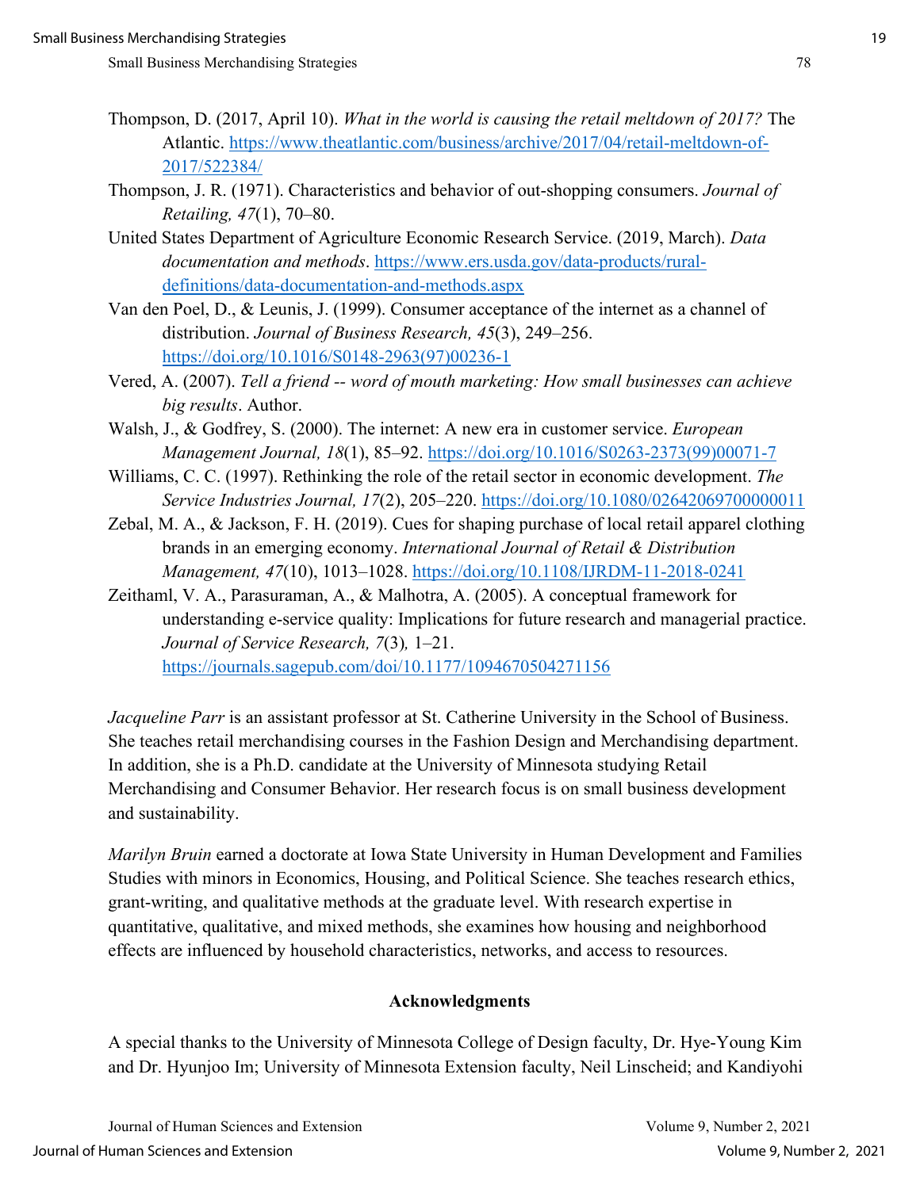Thompson, D. (2017, April 10). *What in the world is causing the retail meltdown of 2017?* The Atlantic. https://www.theatlantic.com/business/archive/2017/04/retail-meltdown-of-2017/522384/

Thompson, J. R. (1971). Characteristics and behavior of out-shopping consumers. *Journal of Retailing, 47*(1), 70–80.

United States Department of Agriculture Economic Research Service. (2019, March). *Data documentation and methods*. https://www.ers.usda.gov/data-products/rural-definitions/data-documentation-and-methods.aspx

Van den Poel, D., & Leunis, J. (1999). Consumer acceptance of the internet as a channel of distribution. *Journal of Business Research, 45*(3), 249–256. https://doi.org/10.1016/S0148-2963(97)00236-1

Vered, A. (2007). *Tell a friend -- word of mouth marketing: How small businesses can achieve big results*. Author.

Walsh, J., & Godfrey, S. (2000). The internet: A new era in customer service. *European Management Journal, 18*(1), 85–92. https://doi.org/10.1016/S0263-2373(99)00071-7

Williams, C. C. (1997). Rethinking the role of the retail sector in economic development. *The Service Industries Journal, 17*(2), 205–220. https://doi.org/10.1080/02642069700000011

Zebal, M. A., & Jackson, F. H. (2019). Cues for shaping purchase of local retail apparel clothing brands in an emerging economy. *International Journal of Retail & Distribution Management, 47*(10), 1013–1028. https://doi.org/10.1108/IJRDM-11-2018-0241

Zeithaml, V. A., Parasuraman, A., & Malhotra, A. (2005). A conceptual framework for understanding e-service quality: Implications for future research and managerial practice. *Journal of Service Research, 7*(3), 1–21. https://journals.sagepub.com/doi/10.1177/1094670504271156

*Jacqueline Parr* is an assistant professor at St. Catherine University in the School of Business. She teaches retail merchandising courses in the Fashion Design and Merchandising department. In addition, she is a Ph.D. candidate at the University of Minnesota studying Retail Merchandising and Consumer Behavior. Her research focus is on small business development and sustainability.

*Marilyn Bruin* earned a doctorate at Iowa State University in Human Development and Families Studies with minors in Economics, Housing, and Political Science. She teaches research ethics, grant-writing, and qualitative methods at the graduate level. With research expertise in quantitative, qualitative, and mixed methods, she examines how housing and neighborhood effects are influenced by household characteristics, networks, and access to resources.

## Acknowledgments

A special thanks to the University of Minnesota College of Design faculty, Dr. Hye-Young Kim and Dr. Hyunjoo Im; University of Minnesota Extension faculty, Neil Linscheid; and Kandiyohi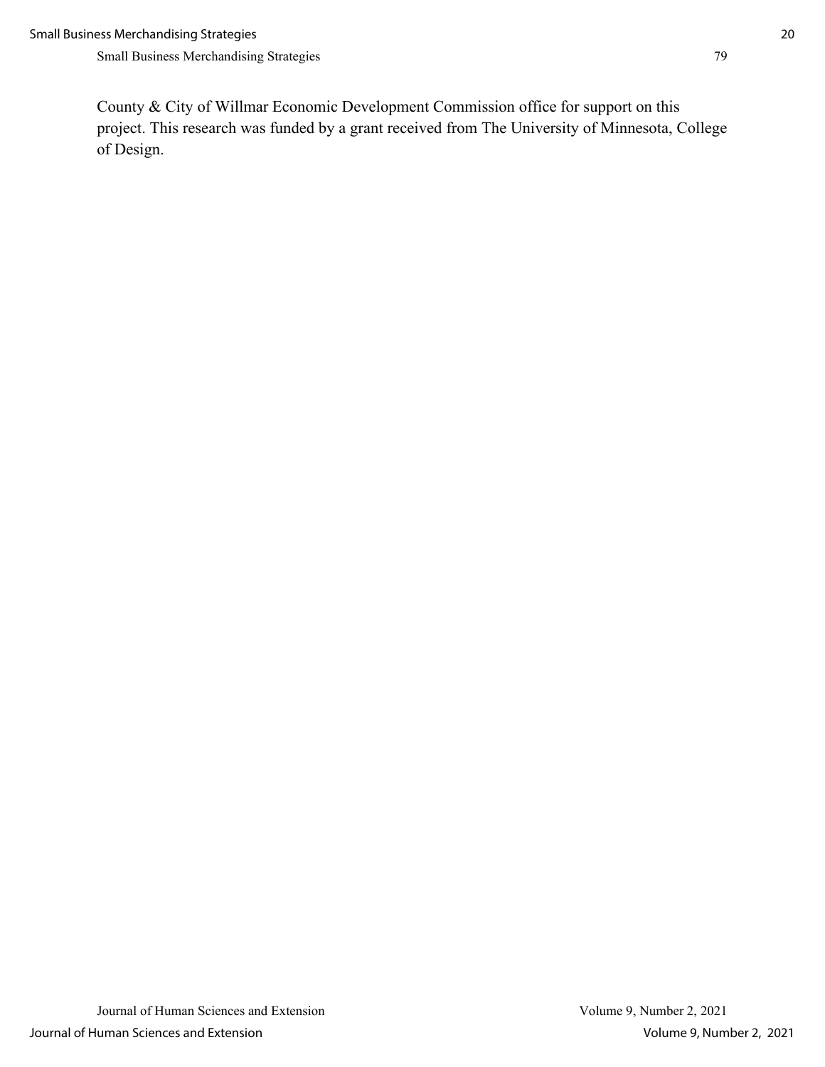County & City of Willmar Economic Development Commission office for support on this project. This research was funded by a grant received from The University of Minnesota, College of Design.